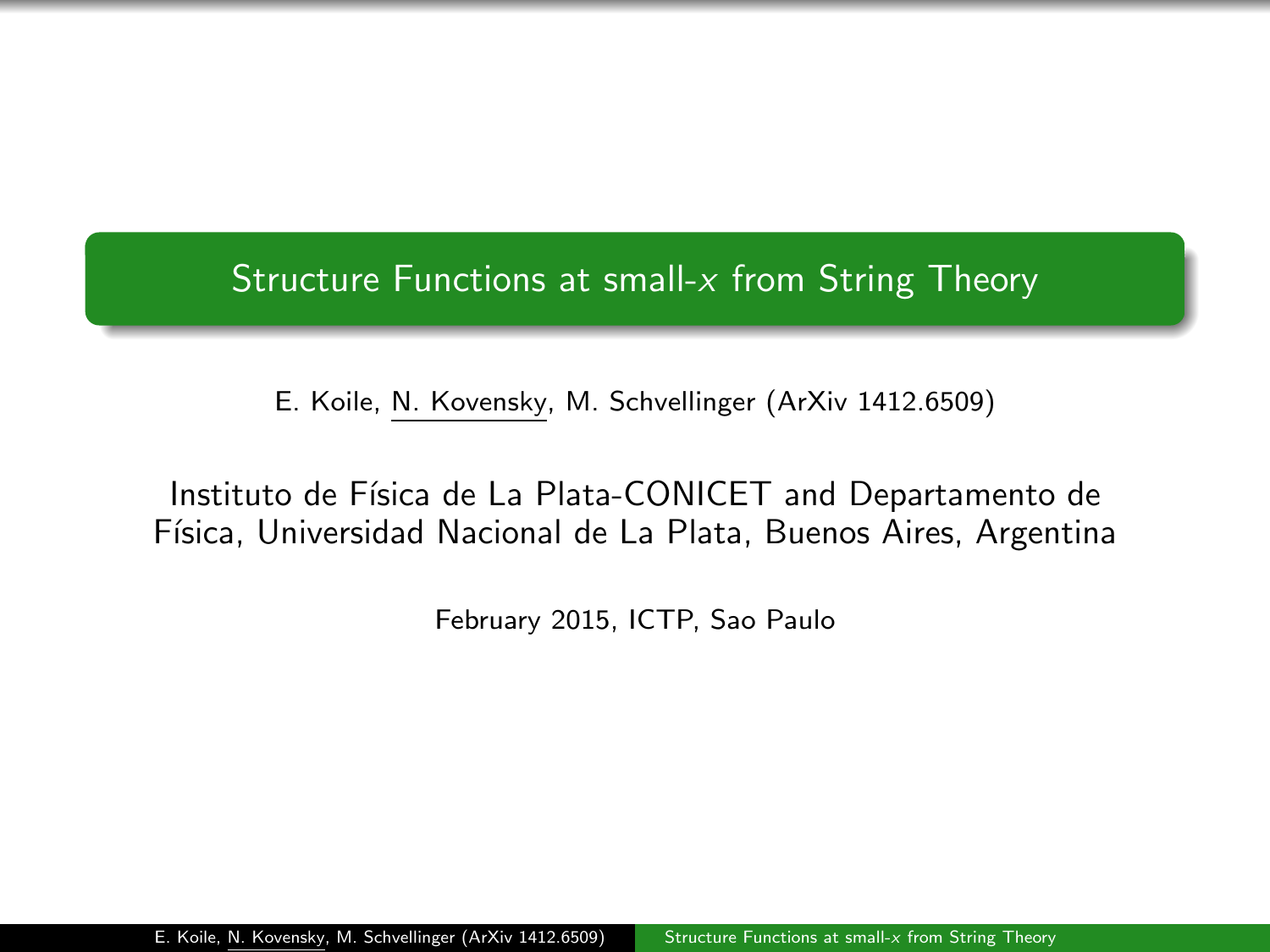# Structure Functions at small-$x$ from String Theory

E. Koile, N. Kovensky, M. Schvellinger (ArXiv 1412.6509)

Instituto de Física de La Plata-CONICET and Departamento de Física, Universidad Nacional de La Plata, Buenos Aires, Argentina

February 2015, ICTP, Sao Paulo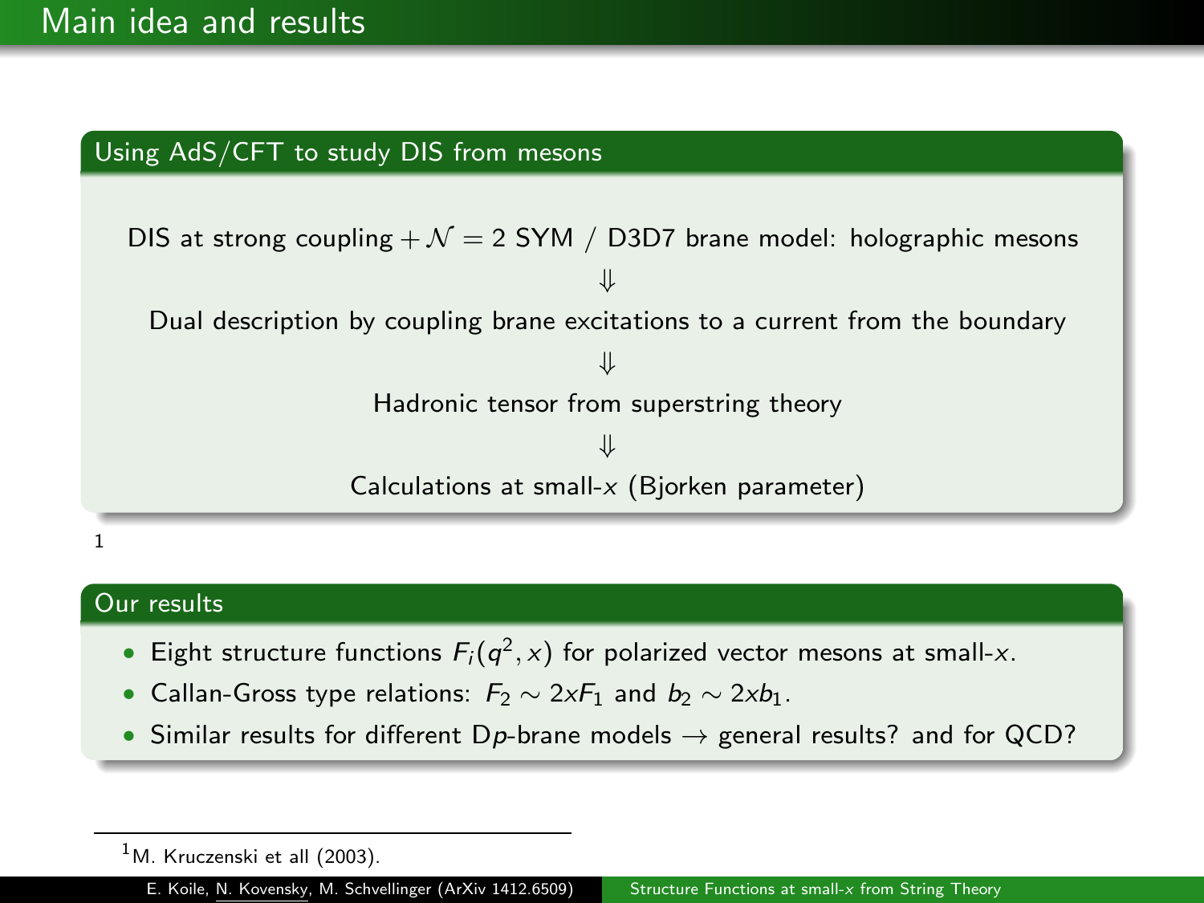# Main idea and results

## Using AdS/CFT to study DIS from mesons

DIS at strong coupling $+ \mathcal{N} = 2$ SYM / D3D7 brane model: holographic mesons

$\Downarrow$

Dual description by coupling brane excitations to a current from the boundary

$\Downarrow$

Hadronic tensor from superstring theory

$\Downarrow$

Calculations at small-$x$ (Bjorken parameter)

[1]

## Our results

- Eight structure functions $F_i(q^2, x)$ for polarized vector mesons at small-$x$.
- Callan-Gross type relations: $F_2 \sim 2xF_1$ and $b_2 \sim 2xb_1$.
- Similar results for different D$p$-brane models $\rightarrow$ general results? and for QCD?

---

[1] M. Kruczenski et all (2003).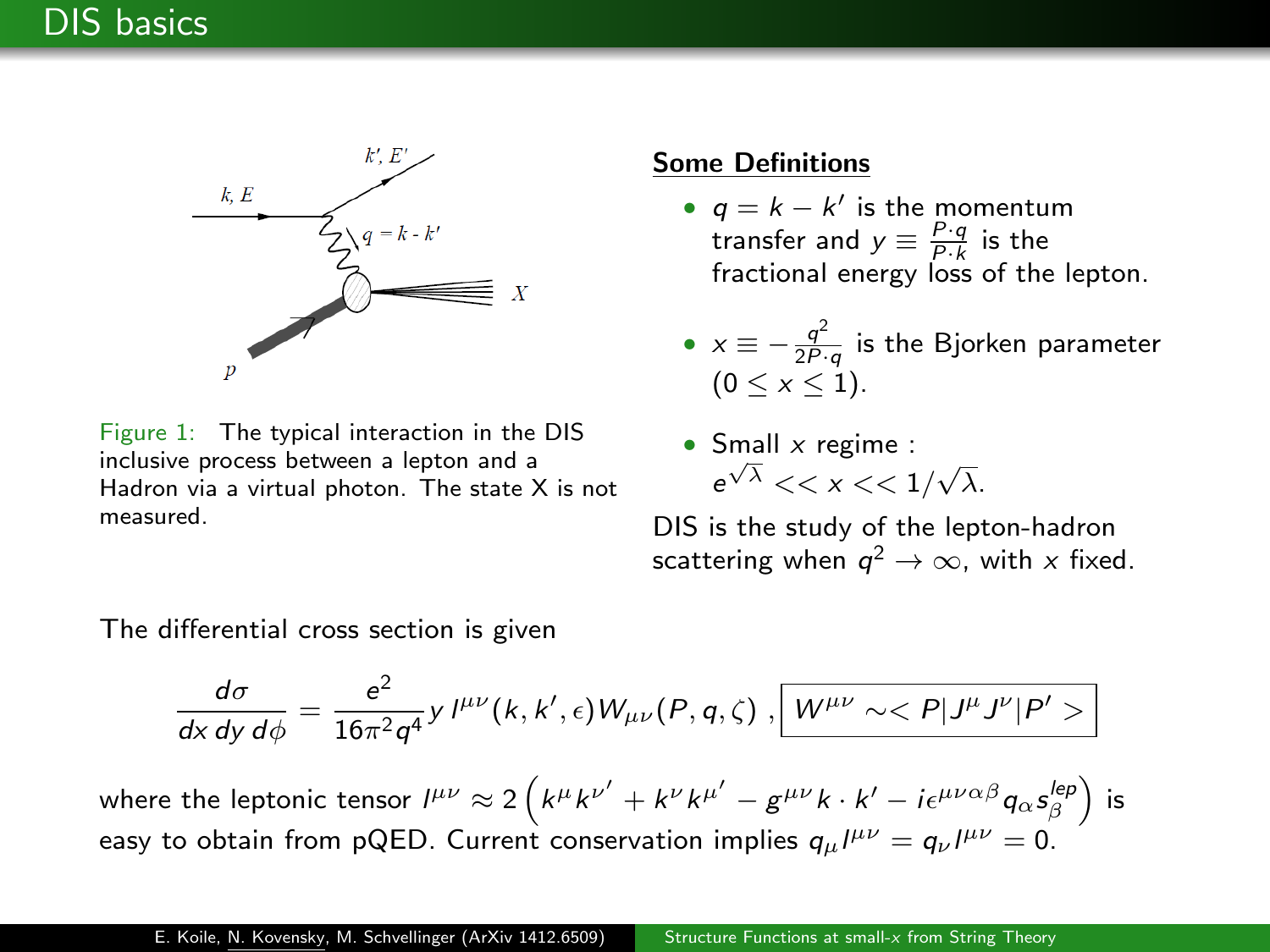# DIS basics

Figure 1: The typical interaction in the DIS inclusive process between a lepton and a Hadron via a virtual photon. The state X is not measured.

**Some Definitions**

- $q = k - k'$ is the momentum transfer and $y \equiv \frac{P \cdot q}{P \cdot k}$ is the fractional energy loss of the lepton.
- $x \equiv -\frac{q^2}{2P \cdot q}$ is the Bjorken parameter ($0 \leq x \leq 1$).
- Small $x$ regime : $e^{\sqrt{\lambda}} << x << 1/\sqrt{\lambda}$.

DIS is the study of the lepton-hadron scattering when $q^2 \to \infty$, with $x$ fixed.

The differential cross section is given

$$\frac{d\sigma}{dx\, dy\, d\phi} = \frac{e^2}{16\pi^2 q^4} y\, l^{\mu\nu}(k, k', \epsilon) W_{\mu\nu}(P, q, \zeta) \ , \boxed{W^{\mu\nu} \sim < P|J^\mu J^\nu|P' >}$$

where the leptonic tensor $l^{\mu\nu} \approx 2\left(k^\mu k^{\nu'} + k^\nu k^{\mu'} - g^{\mu\nu} k \cdot k' - i\epsilon^{\mu\nu\alpha\beta} q_\alpha s^{lep}_\beta\right)$ is easy to obtain from pQED. Current conservation implies $q_\mu l^{\mu\nu} = q_\nu l^{\mu\nu} = 0$.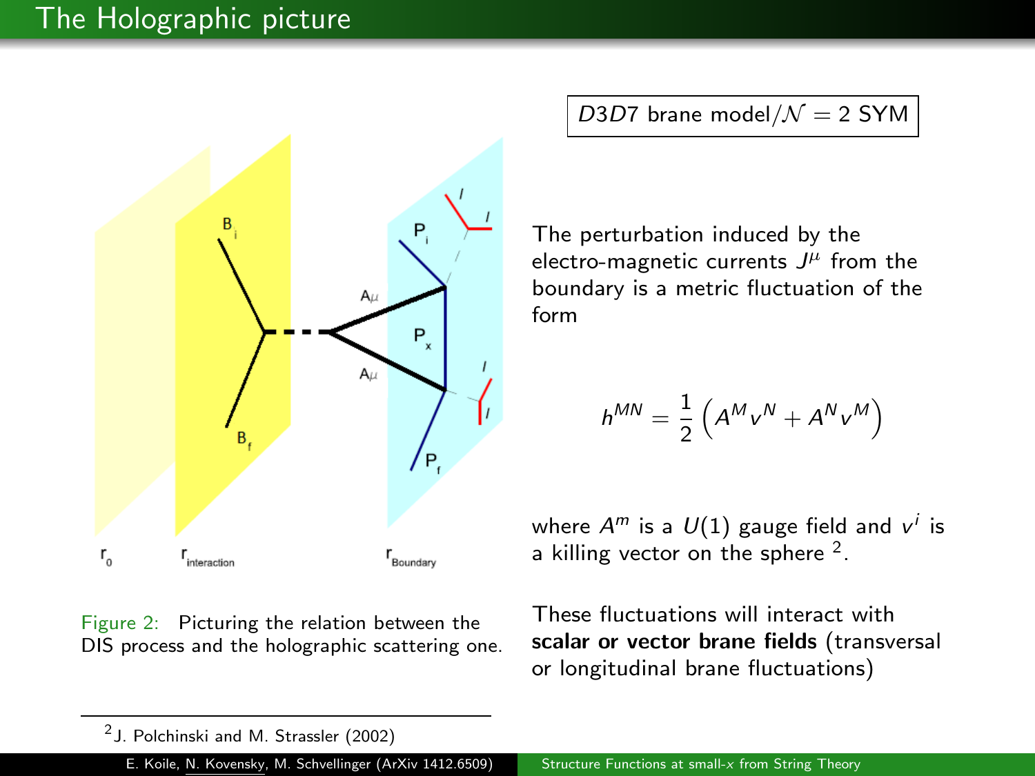# The Holographic picture

Figure 2: Picturing the relation between the DIS process and the holographic scattering one.

$D3D7$ brane model/$\mathcal{N} = 2$ SYM

The perturbation induced by the electro-magnetic currents $J^{\mu}$ from the boundary is a metric fluctuation of the form

$$h^{MN} = \frac{1}{2}\left(A^M v^N + A^N v^M\right)$$

where $A^m$ is a $U(1)$ gauge field and $v^i$ is a killing vector on the sphere [2].

These fluctuations will interact with **scalar or vector brane fields** (transversal or longitudinal brane fluctuations)

[2] J. Polchinski and M. Strassler (2002)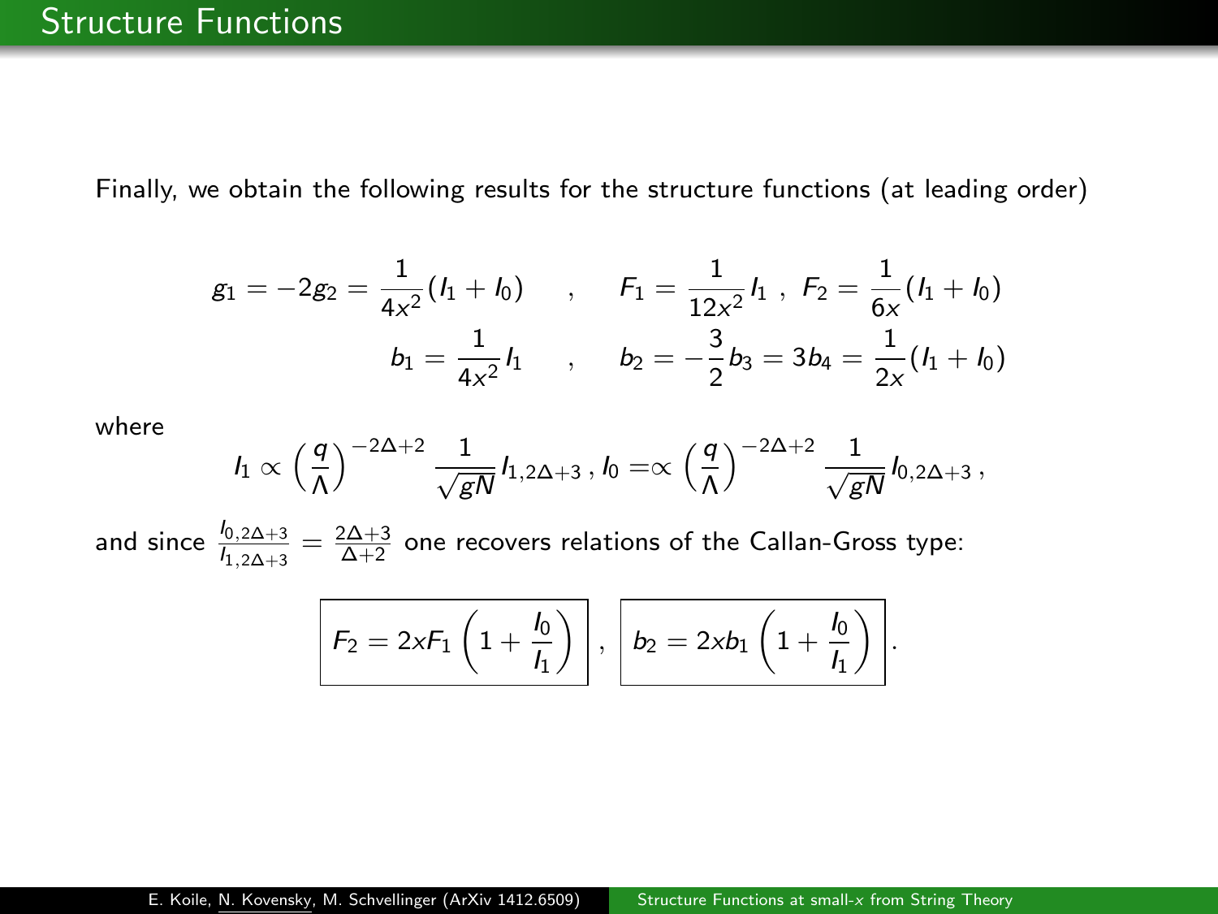## Structure Functions

Finally, we obtain the following results for the structure functions (at leading order)

$$
g_1 = -2g_2 = \frac{1}{4x^2}(I_1 + I_0) \quad , \quad F_1 = \frac{1}{12x^2} I_1 \ , \ F_2 = \frac{1}{6x}(I_1 + I_0)
$$

$$
b_1 = \frac{1}{4x^2} I_1 \quad , \quad b_2 = -\frac{3}{2} b_3 = 3b_4 = \frac{1}{2x}(I_1 + I_0)
$$

where

$$
I_1 \propto \left(\frac{q}{\Lambda}\right)^{-2\Delta+2} \frac{1}{\sqrt{gN}} I_{1,2\Delta+3} \, , I_0 =\propto \left(\frac{q}{\Lambda}\right)^{-2\Delta+2} \frac{1}{\sqrt{gN}} I_{0,2\Delta+3} \, ,
$$

and since $\frac{I_{0,2\Delta+3}}{I_{1,2\Delta+3}} = \frac{2\Delta+3}{\Delta+2}$ one recovers relations of the Callan-Gross type:

$$
\boxed{F_2 = 2xF_1 \left(1 + \frac{I_0}{I_1}\right)} \, , \, \boxed{b_2 = 2xb_1 \left(1 + \frac{I_0}{I_1}\right)} .
$$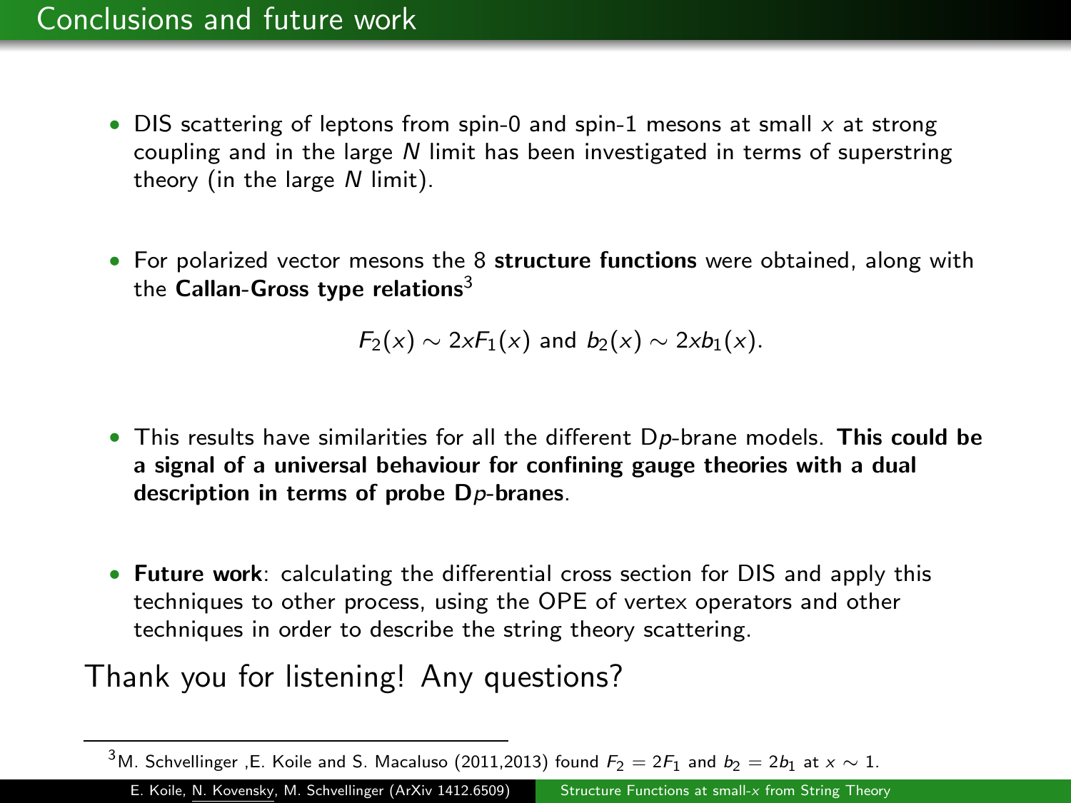# Conclusions and future work

- DIS scattering of leptons from spin-0 and spin-1 mesons at small $x$ at strong coupling and in the large $N$ limit has been investigated in terms of superstring theory (in the large $N$ limit).

- For polarized vector mesons the 8 **structure functions** were obtained, along with the **Callan-Gross type relations**[3]

$$F_2(x) \sim 2xF_1(x) \text{ and } b_2(x) \sim 2xb_1(x).$$

- This results have similarities for all the different D$p$-brane models. **This could be a signal of a universal behaviour for confining gauge theories with a dual description in terms of probe D$p$-branes**.

- **Future work**: calculating the differential cross section for DIS and apply this techniques to other process, using the OPE of vertex operators and other techniques in order to describe the string theory scattering.

Thank you for listening! Any questions?

[3] M. Schvellinger ,E. Koile and S. Macaluso (2011,2013) found $F_2 = 2F_1$ and $b_2 = 2b_1$ at $x \sim 1$.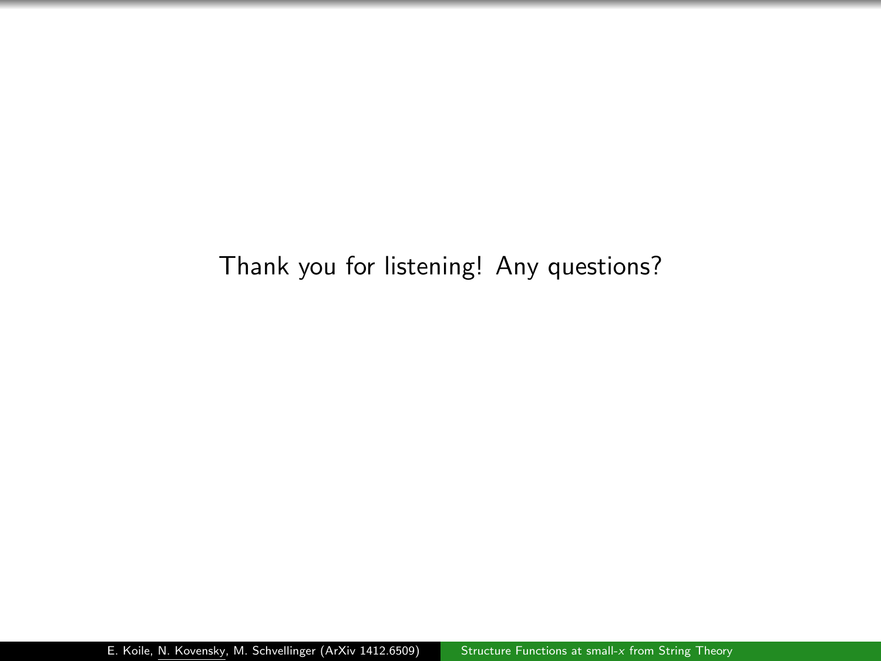Thank you for listening! Any questions?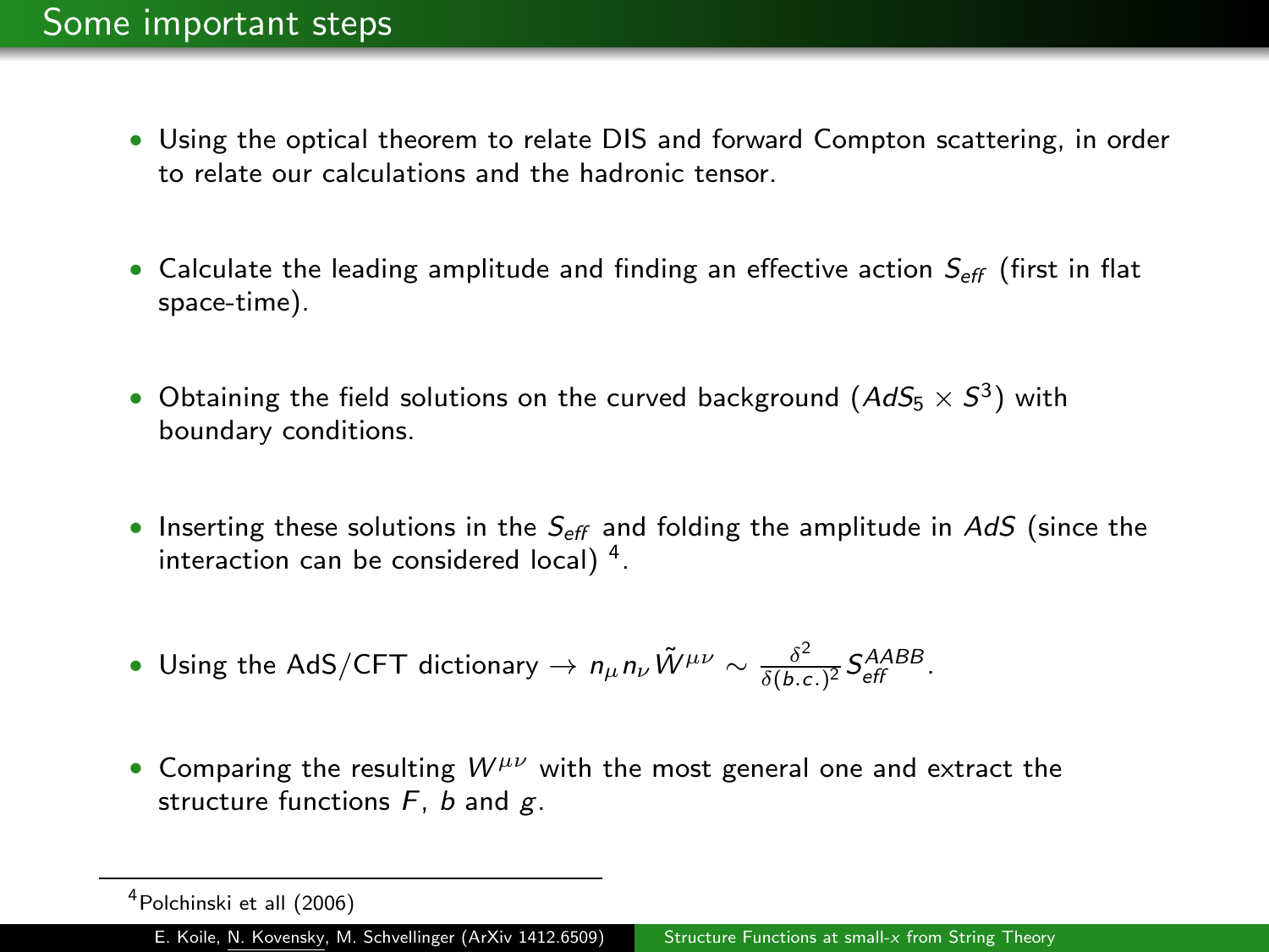# Some important steps

- Using the optical theorem to relate DIS and forward Compton scattering, in order to relate our calculations and the hadronic tensor.
- Calculate the leading amplitude and finding an effective action $S_{eff}$ (first in flat space-time).
- Obtaining the field solutions on the curved background ($AdS_5 \times S^3$) with boundary conditions.
- Inserting these solutions in the $S_{eff}$ and folding the amplitude in $AdS$ (since the interaction can be considered local) [4].
- Using the AdS/CFT dictionary $\rightarrow n_\mu n_\nu \tilde{W}^{\mu\nu} \sim \frac{\delta^2}{\delta(b.c.)^2} S_{eff}^{AABB}$.
- Comparing the resulting $W^{\mu\nu}$ with the most general one and extract the structure functions $F$, $b$ and $g$.

[4] Polchinski et all (2006)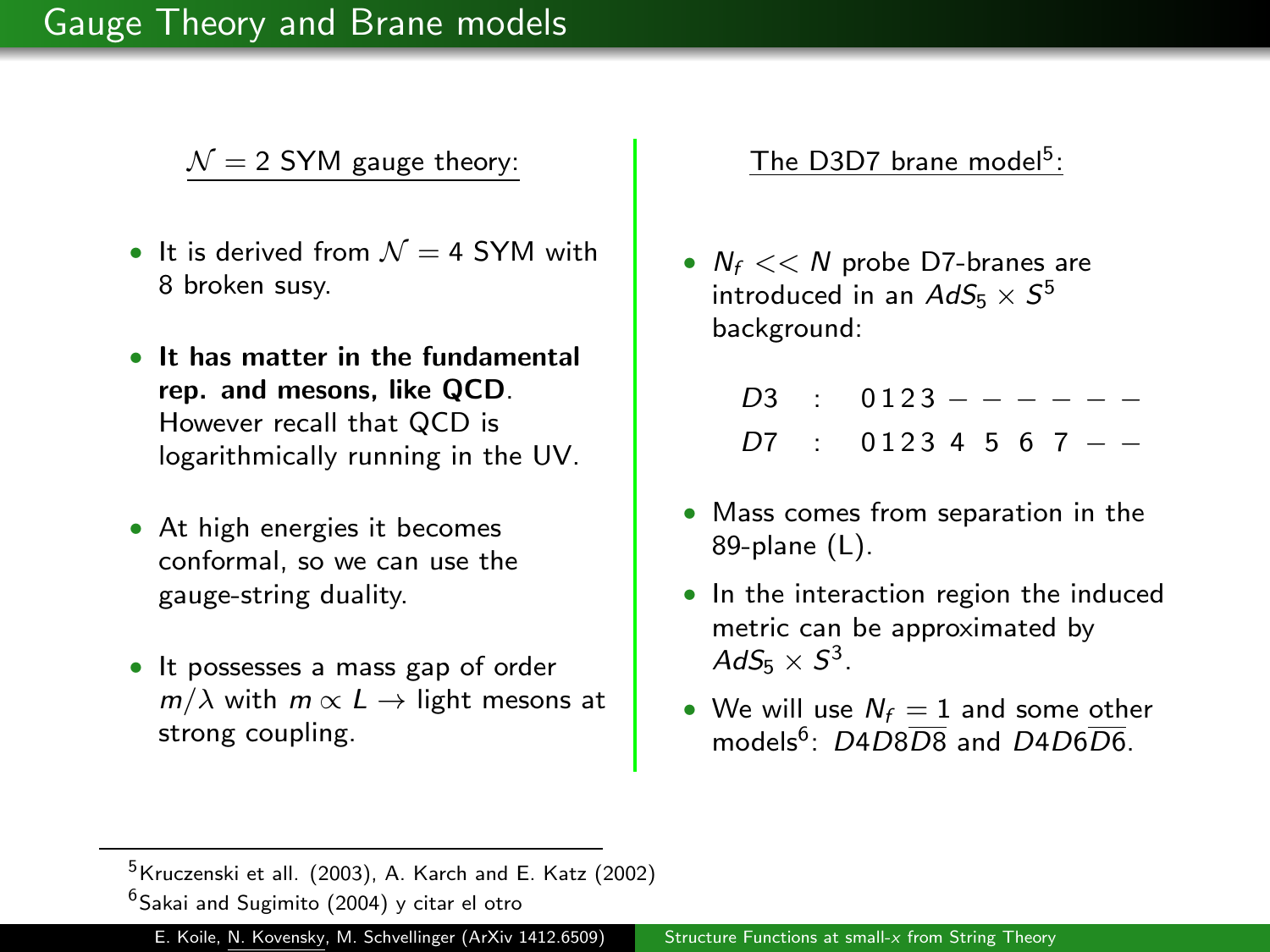## Gauge Theory and Brane models

### $\mathcal{N}=2$ SYM gauge theory:

- It is derived from $\mathcal{N}=4$ SYM with 8 broken susy.
- **It has matter in the fundamental rep. and mesons, like QCD**. However recall that QCD is logarithmically running in the UV.
- At high energies it becomes conformal, so we can use the gauge-string duality.
- It possesses a mass gap of order $m/\lambda$ with $m \propto L \rightarrow$ light mesons at strong coupling.

### The D3D7 brane model[5]:

- $N_f << N$ probe D7-branes are introduced in an $AdS_5 \times S^5$ background:

$$
\begin{array}{lcl}
D3 & : & 0\,1\,2\,3 - - - - - - \\
D7 & : & 0\,1\,2\,3\;4\;\;5\;\;6\;\;7 - -
\end{array}
$$

- Mass comes from separation in the 89-plane (L).
- In the interaction region the induced metric can be approximated by $AdS_5 \times S^3$.
- We will use $N_f = 1$ and some other models[6]: $D4D8\overline{D8}$ and $D4D6\overline{D6}$.

[5] Kruczenski et all. (2003), A. Karch and E. Katz (2002)

[6] Sakai and Sugimito (2004) y citar el otro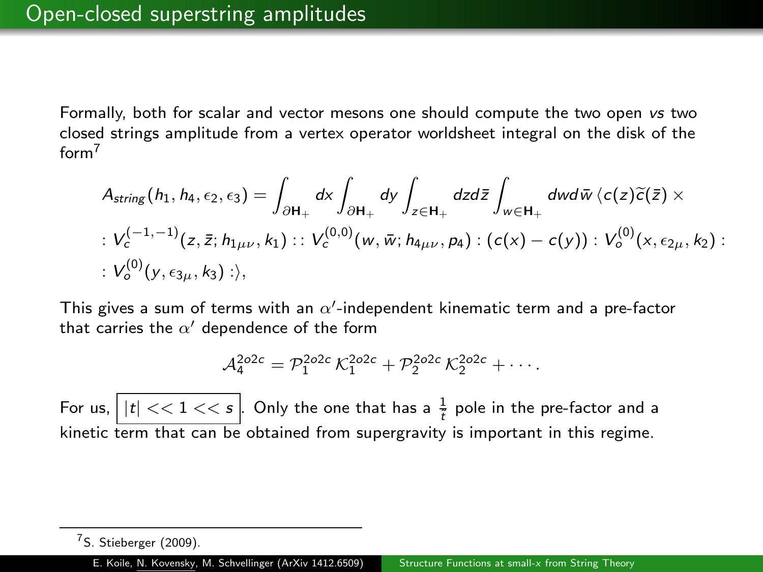# Open-closed superstring amplitudes

Formally, both for scalar and vector mesons one should compute the two open *vs* two closed strings amplitude from a vertex operator worldsheet integral on the disk of the form[7]

$$A_{string}(h_1, h_4, \epsilon_2, \epsilon_3) = \int_{\partial \mathbf{H}_+} dx \int_{\partial \mathbf{H}_+} dy \int_{z \in \mathbf{H}_+} dz d\bar{z} \int_{w \in \mathbf{H}_+} dw d\bar{w} \, \langle c(z)\widetilde{c}(\bar{z}) \times$$

$$: V_c^{(-1,-1)}(z, \bar{z}; h_{1\mu\nu}, k_1) :: V_c^{(0,0)}(w, \bar{w}; h_{4\mu\nu}, p_4) : (c(x) - c(y)) : V_o^{(0)}(x, \epsilon_{2\mu}, k_2) :$$

$$: V_o^{(0)}(y, \epsilon_{3\mu}, k_3) :\rangle,$$

This gives a sum of terms with an $\alpha'$-independent kinematic term and a pre-factor that carries the $\alpha'$ dependence of the form

$$\mathcal{A}_4^{2o2c} = \mathcal{P}_1^{2o2c} \, \mathcal{K}_1^{2o2c} + \mathcal{P}_2^{2o2c} \, \mathcal{K}_2^{2o2c} + \cdots .$$

For us, $\boxed{|t| << 1 << s}$. Only the one that has a $\frac{1}{t}$ pole in the pre-factor and a kinetic term that can be obtained from supergravity is important in this regime.

[7] S. Stieberger (2009).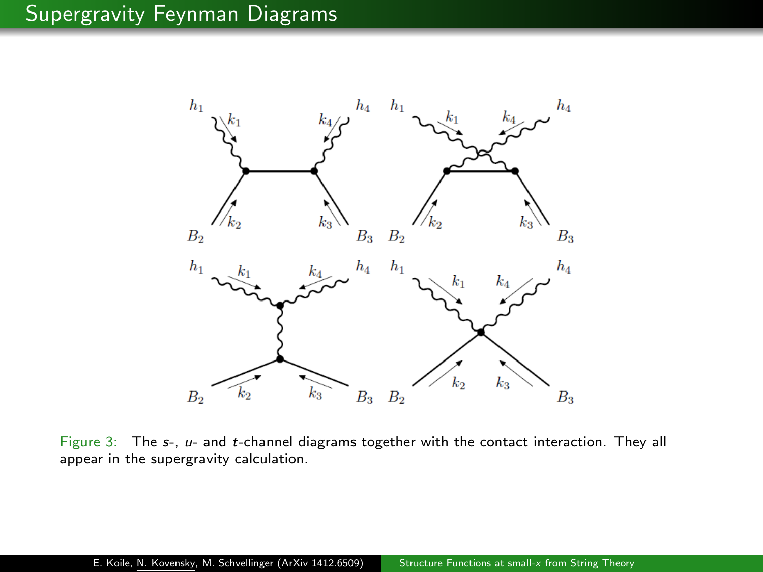# Supergravity Feynman Diagrams

Figure 3: The $s$-, $u$- and $t$-channel diagrams together with the contact interaction. They all appear in the supergravity calculation.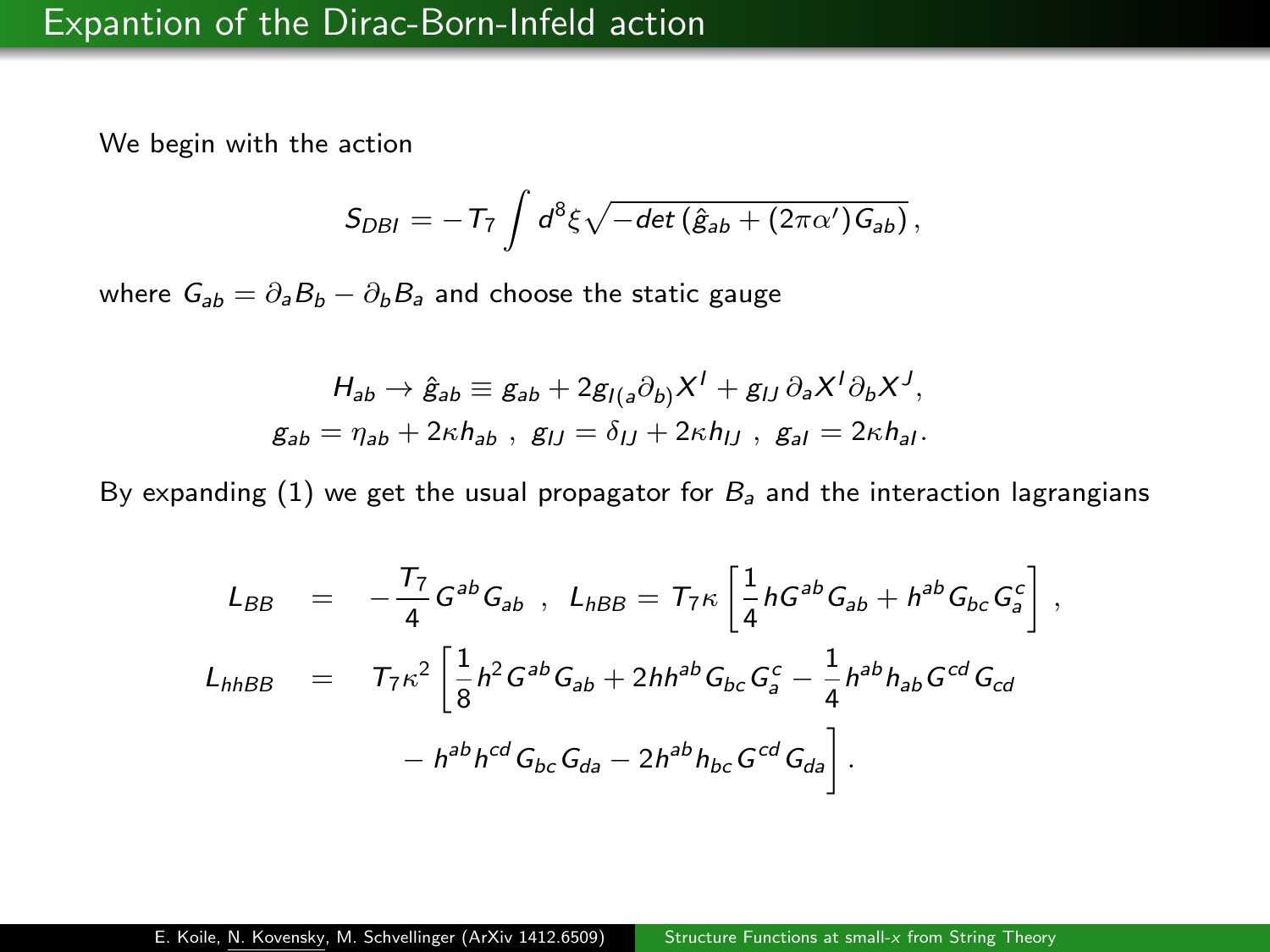## Expantion of the Dirac-Born-Infeld action

We begin with the action

$$S_{DBI} = -T_7 \int d^8\xi \sqrt{-det\left(\hat{g}_{ab} + (2\pi\alpha')G_{ab}\right)},$$

where $G_{ab} = \partial_a B_b - \partial_b B_a$ and choose the static gauge

$$H_{ab} \to \hat{g}_{ab} \equiv g_{ab} + 2g_{I(a}\partial_{b)}X^I + g_{IJ}\,\partial_a X^I \partial_b X^J,$$

$$g_{ab} = \eta_{ab} + 2\kappa h_{ab}\ ,\ g_{IJ} = \delta_{IJ} + 2\kappa h_{IJ}\ ,\ g_{aI} = 2\kappa h_{aI}.$$

By expanding (1) we get the usual propagator for $B_a$ and the interaction lagrangians

$$L_{BB} = -\frac{T_7}{4} G^{ab} G_{ab}\ ,\ \ L_{hBB} = T_7\kappa\left[\frac{1}{4} h G^{ab} G_{ab} + h^{ab} G_{bc} G_a^c\right],$$

$$L_{hhBB} = T_7\kappa^2\left[\frac{1}{8} h^2 G^{ab} G_{ab} + 2hh^{ab} G_{bc} G_a^c - \frac{1}{4} h^{ab} h_{ab} G^{cd} G_{cd} - h^{ab} h^{cd} G_{bc} G_{da} - 2h^{ab} h_{bc} G^{cd} G_{da}\right].$$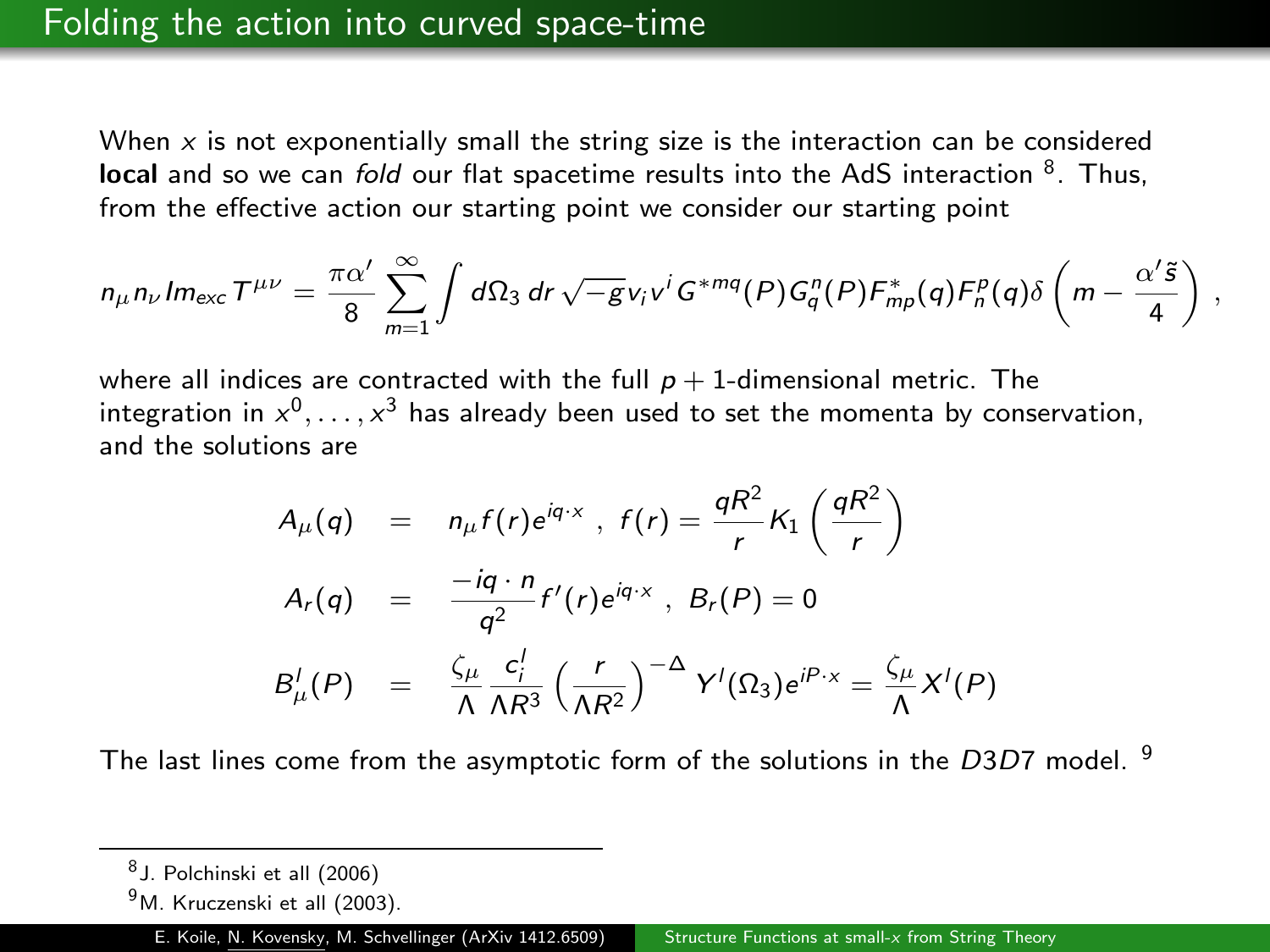# Folding the action into curved space-time

When $x$ is not exponentially small the string size is the interaction can be considered **local** and so we can *fold* our flat spacetime results into the AdS interaction [8]. Thus, from the effective action our starting point we consider our starting point

$$n_\mu n_\nu Im_{exc} T^{\mu\nu} = \frac{\pi\alpha'}{8} \sum_{m=1}^{\infty} \int d\Omega_3 \, dr \, \sqrt{-g} v_i v^i G^{*mq}(P) G_q^n(P) F_{mp}^*(q) F_n^p(q) \delta\left(m - \frac{\alpha' \tilde{s}}{4}\right) ,$$

where all indices are contracted with the full $p+1$-dimensional metric. The integration in $x^0, \ldots, x^3$ has already been used to set the momenta by conservation, and the solutions are

$$\begin{aligned}
A_\mu(q) &= n_\mu f(r) e^{iq\cdot x} \ , \ f(r) = \frac{qR^2}{r} K_1\left(\frac{qR^2}{r}\right) \\
A_r(q) &= \frac{-iq\cdot n}{q^2} f'(r) e^{iq\cdot x} \ , \ B_r(P) = 0 \\
B_\mu^l(P) &= \frac{\zeta_\mu}{\Lambda} \frac{c_i^l}{\Lambda R^3} \left(\frac{r}{\Lambda R^2}\right)^{-\Delta} Y^l(\Omega_3) e^{iP\cdot x} = \frac{\zeta_\mu}{\Lambda} X^l(P)
\end{aligned}$$

The last lines come from the asymptotic form of the solutions in the $D3D7$ model. [9]

---

[8] J. Polchinski et all (2006)

[9] M. Kruczenski et all (2003).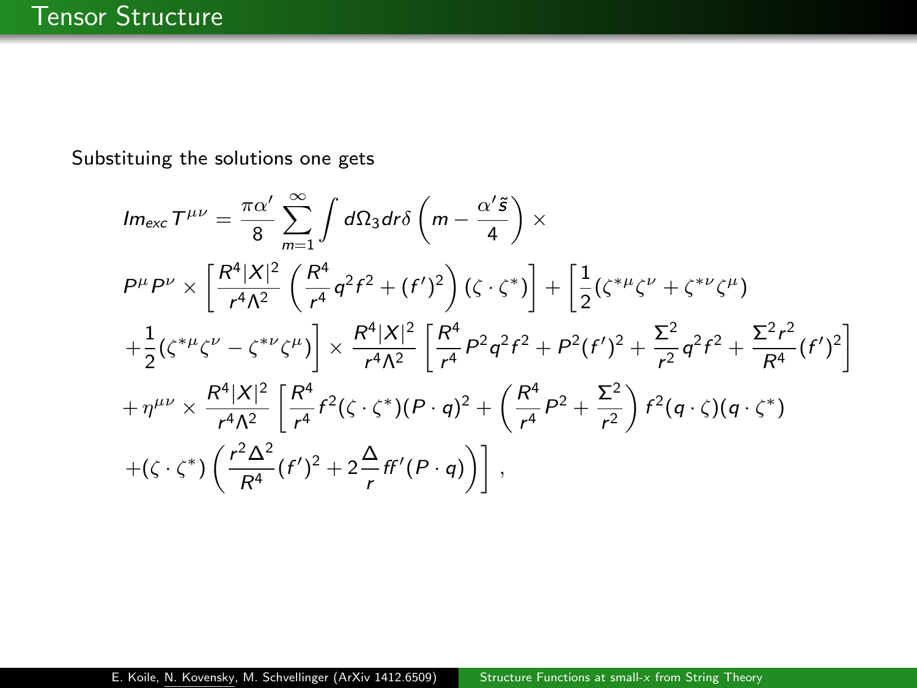## Tensor Structure

Substituing the solutions one gets

$$
\begin{aligned}
Im_{exc} T^{\mu\nu} &= \frac{\pi\alpha'}{8} \sum_{m=1}^{\infty} \int d\Omega_3 dr \delta\left(m - \frac{\alpha' \tilde{s}}{4}\right) \times \\
& P^\mu P^\nu \times \left[\frac{R^4 |X|^2}{r^4 \Lambda^2} \left(\frac{R^4}{r^4} q^2 f^2 + (f')^2\right) (\zeta \cdot \zeta^*)\right] + \left[\frac{1}{2}(\zeta^{*\mu}\zeta^\nu + \zeta^{*\nu}\zeta^\mu) \right. \\
& \left. + \frac{1}{2}(\zeta^{*\mu}\zeta^\nu - \zeta^{*\nu}\zeta^\mu)\right] \times \frac{R^4 |X|^2}{r^4 \Lambda^2} \left[\frac{R^4}{r^4} P^2 q^2 f^2 + P^2 (f')^2 + \frac{\Sigma^2}{r^2} q^2 f^2 + \frac{\Sigma^2 r^2}{R^4} (f')^2\right] \\
& + \eta^{\mu\nu} \times \frac{R^4 |X|^2}{r^4 \Lambda^2} \left[\frac{R^4}{r^4} f^2 (\zeta \cdot \zeta^*)(P \cdot q)^2 + \left(\frac{R^4}{r^4} P^2 + \frac{\Sigma^2}{r^2}\right) f^2 (q \cdot \zeta)(q \cdot \zeta^*) \right. \\
& \left. + (\zeta \cdot \zeta^*) \left(\frac{r^2 \Delta^2}{R^4} (f')^2 + 2 \frac{\Delta}{r} f f' (P \cdot q)\right)\right] ,
\end{aligned}
$$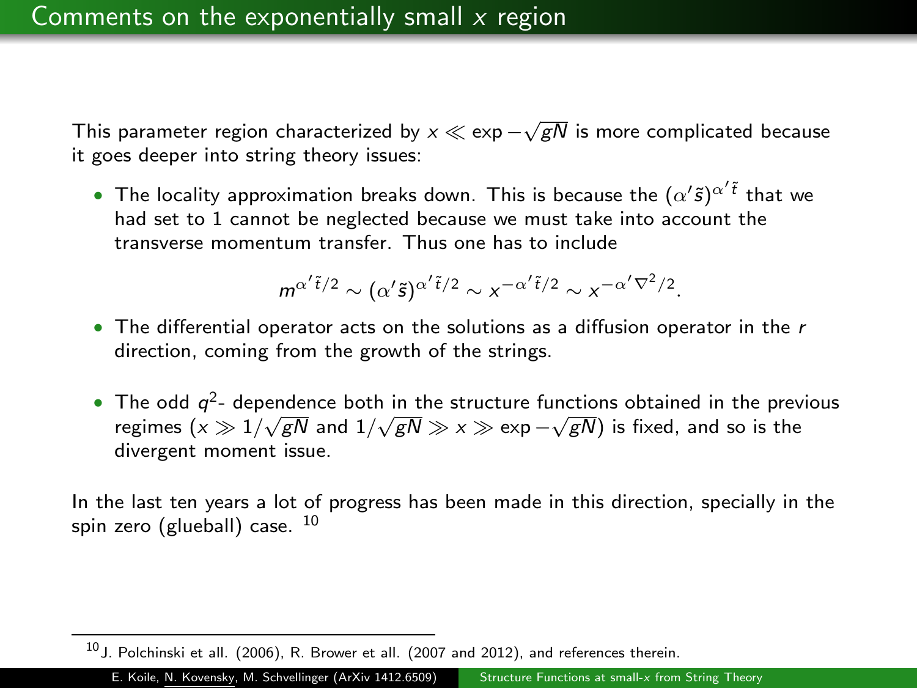# Comments on the exponentially small $x$ region

This parameter region characterized by $x \ll \exp -\sqrt{gN}$ is more complicated because it goes deeper into string theory issues:

- The locality approximation breaks down. This is because the $(\alpha' \tilde{s})^{\alpha' \tilde{t}}$ that we had set to 1 cannot be neglected because we must take into account the transverse momentum transfer. Thus one has to include

$$m^{\alpha' \tilde{t}/2} \sim (\alpha' \tilde{s})^{\alpha' \tilde{t}/2} \sim x^{-\alpha' \tilde{t}/2} \sim x^{-\alpha' \nabla^2/2}.$$

- The differential operator acts on the solutions as a diffusion operator in the $r$ direction, coming from the growth of the strings.

- The odd $q^2$- dependence both in the structure functions obtained in the previous regimes ($x \gg 1/\sqrt{gN}$ and $1/\sqrt{gN} \gg x \gg \exp -\sqrt{gN}$) is fixed, and so is the divergent moment issue.

In the last ten years a lot of progress has been made in this direction, specially in the spin zero (glueball) case. [10]

[10] J. Polchinski et all. (2006), R. Brower et all. (2007 and 2012), and references therein.